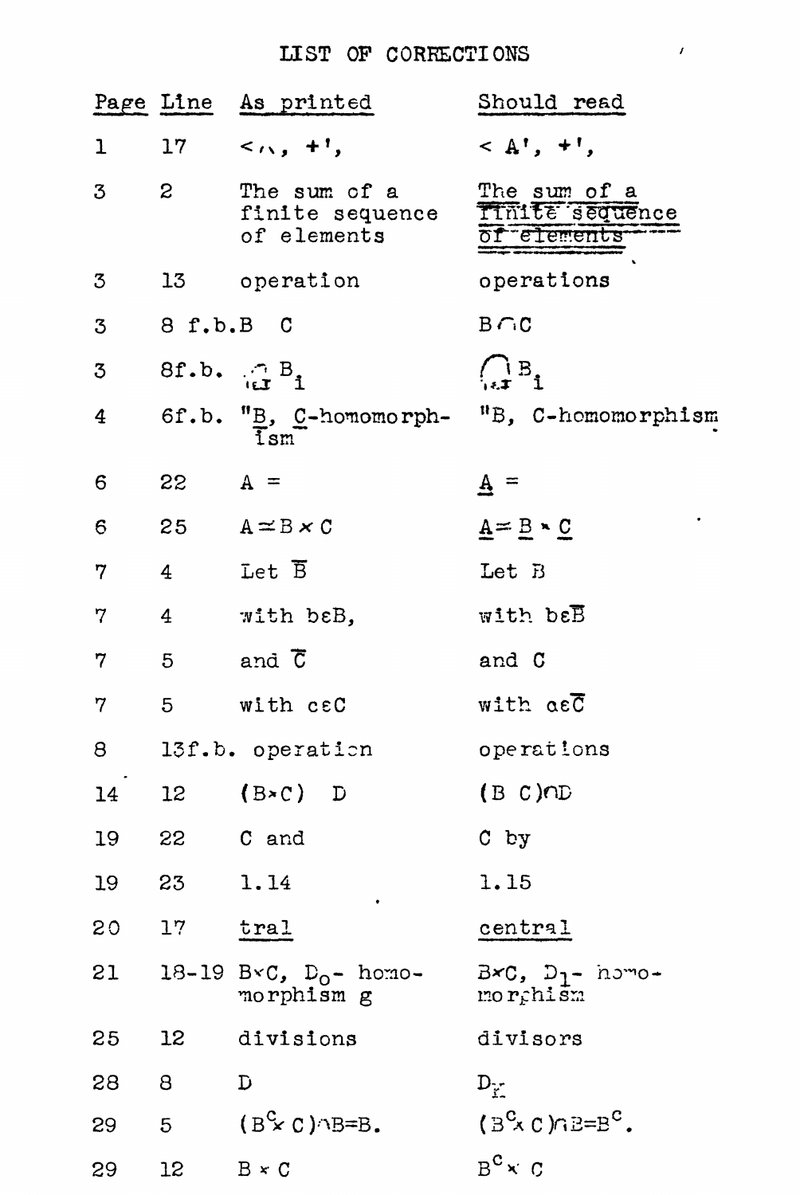# LIST OF CORRECTIONS

| Page | Line | As printed | Should read |
|---|---|---|---|
| 1 | 17 | $<\wedge, +'$, | $< A', +'$, |
| 3 | 2 | The sum of a finite sequence of elements | The sum of a <u>finite sequence of elements</u> |
| 3 | 13 | operation | operations |
| 3 | 8 f.b. | $B \quad C$ | $B \cap C$ |
| 3 | 8f.b. | $\underset{i \in I}{\cap} B_i$ | $\bigcap_{i \in I} B_i$ |
| 4 | 6f.b. | "$\underline{B}$, $\underline{C}$-homomorph-ism" | "B, C-homomorphism |
| 6 | 22 | $A =$ | $\underline{A} =$ |
| 6 | 25 | $A \simeq B \times C$ | $\underline{A} = \underline{B} \times \underline{C}$ |
| 7 | 4 | Let $\overline{B}$ | Let $B$ |
| 7 | 4 | with $b \varepsilon B$, | with $b \varepsilon \overline{B}$ |
| 7 | 5 | and $\overline{C}$ | and $C$ |
| 7 | 5 | with $c \varepsilon C$ | with $c \varepsilon \overline{C}$ |
| 8 | 13f.b. | operation | operations |
| 14 | 12 | $(B \times C) \quad D$ | $(B \quad C) \cap D$ |
| 19 | 22 | C and | C by |
| 19 | 23 | 1.14 | 1.15 |
| 20 | 17 | <u>tral</u> | <u>central</u> |
| 21 | 18-19 | $B \times C$, $D_0$- homomorphism g | $B \times C$, $D_1$- homomorphism |
| 25 | 12 | divisions | divisors |
| 28 | 8 | $D$ | $D_K$ |
| 29 | 5 | $(B^c \times C) \cap B = B$. | $(B^c \times C) \cap B = B^c$. |
| 29 | 12 | $B \times C$ | $B^c \times C$ |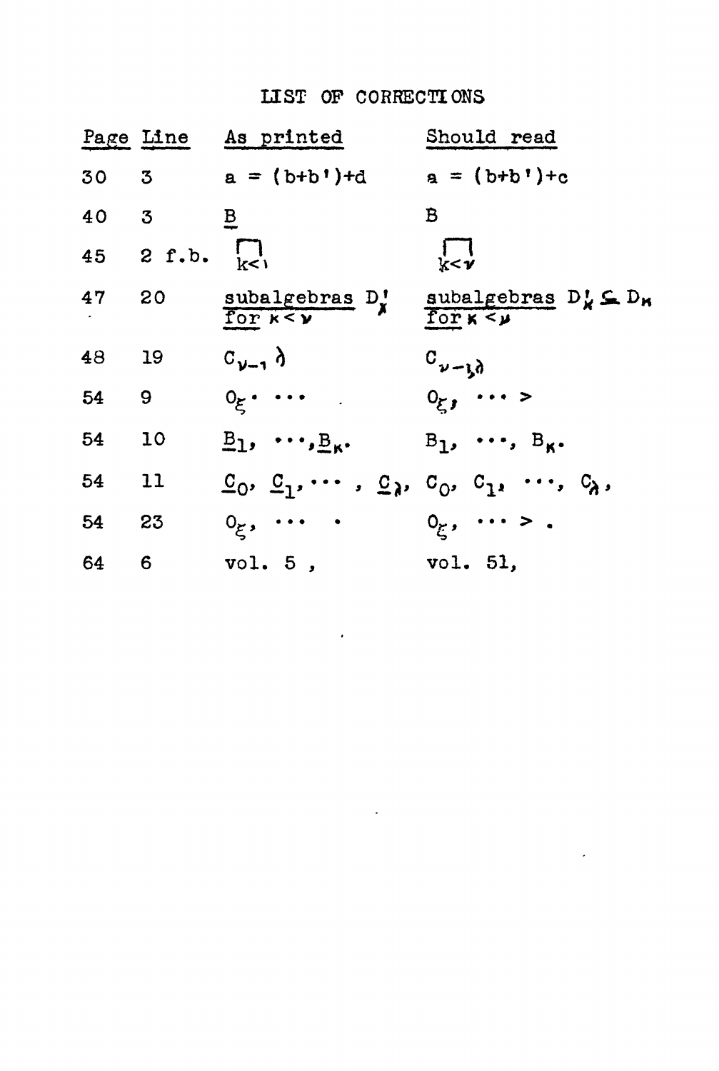# LIST OF CORRECTIONS

| Page | Line | As printed | Should read |
|---|---|---|---|
| 30 | 3 | $a = (b+b')+d$ | $a = (b+b')+c$ |
| 40 | 3 | $\underline{B}$ | $B$ |
| 45 | 2 f.b. | $\prod_{k<\iota}$ | $\prod_{k<\nu}$ |
| 47 | 20 | subalgebras $D'_{\chi}$ for $\kappa<\nu$ | subalgebras $D'_{\kappa} \subseteq D_{\kappa}$ for $\kappa<\mu$ |
| 48 | 19 | $C_{\nu-1}\lambda$ | $C_{\nu-1,\lambda}$ |
| 54 | 9 | $0_{\xi} \cdot \cdots$ | $0_{\xi}, \cdots >$ |
| 54 | 10 | $\underline{B}_1, \cdots, \underline{B}_{\kappa}.$ | $B_1, \cdots, B_{\kappa}.$ |
| 54 | 11 | $\underline{C}_0, \underline{C}_1, \cdots, \underline{C}_{\lambda},$ | $C_0, C_1, \cdots, C_{\lambda},$ |
| 54 | 23 | $0_{\xi}, \cdots \cdot$ | $0_{\xi}, \cdots > .$ |
| 64 | 6 | vol. 5 , | vol. 51, |